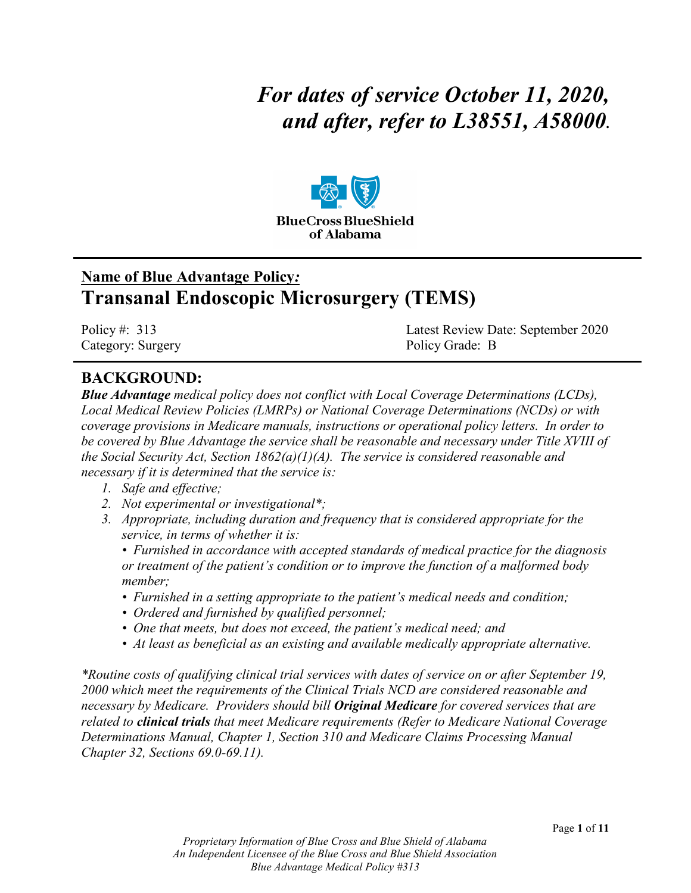***For dates of service October 11, 2020, and after, refer to L38551, A58000.***

BlueCross BlueShield of Alabama

## Name of Blue Advantage Policy*:*

# Transanal Endoscopic Microsurgery (TEMS)

Policy #: 313 Latest Review Date: September 2020
Category: Surgery Policy Grade: B

## BACKGROUND:

***Blue Advantage*** *medical policy does not conflict with Local Coverage Determinations (LCDs), Local Medical Review Policies (LMRPs) or National Coverage Determinations (NCDs) or with coverage provisions in Medicare manuals, instructions or operational policy letters. In order to be covered by Blue Advantage the service shall be reasonable and necessary under Title XVIII of the Social Security Act, Section 1862(a)(1)(A). The service is considered reasonable and necessary if it is determined that the service is:*

1. *Safe and effective;*
2. *Not experimental or investigational*\*;*
3. *Appropriate, including duration and frequency that is considered appropriate for the service, in terms of whether it is:*
   - *Furnished in accordance with accepted standards of medical practice for the diagnosis or treatment of the patient's condition or to improve the function of a malformed body member;*
   - *Furnished in a setting appropriate to the patient's medical needs and condition;*
   - *Ordered and furnished by qualified personnel;*
   - *One that meets, but does not exceed, the patient's medical need; and*
   - *At least as beneficial as an existing and available medically appropriate alternative.*

*\*Routine costs of qualifying clinical trial services with dates of service on or after September 19, 2000 which meet the requirements of the Clinical Trials NCD are considered reasonable and necessary by Medicare. Providers should bill* ***Original Medicare*** *for covered services that are related to* ***clinical trials*** *that meet Medicare requirements (Refer to Medicare National Coverage Determinations Manual, Chapter 1, Section 310 and Medicare Claims Processing Manual Chapter 32, Sections 69.0-69.11).*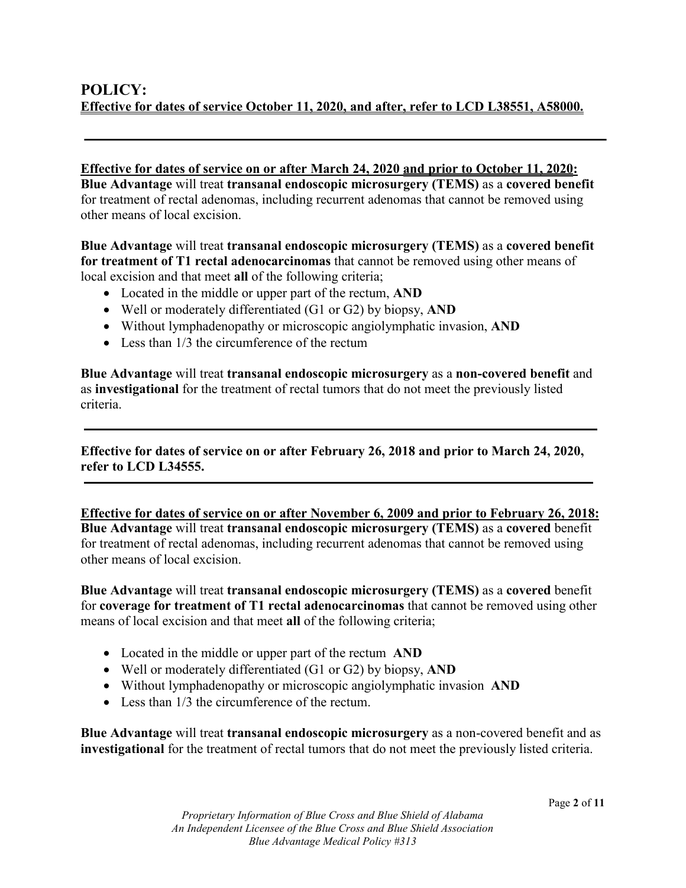# POLICY:

**Effective for dates of service October 11, 2020, and after, refer to LCD L38551, A58000.**

---

**Effective for dates of service on or after March 24, 2020 and prior to October 11, 2020:**
**Blue Advantage** will treat **transanal endoscopic microsurgery (TEMS)** as a **covered benefit** for treatment of rectal adenomas, including recurrent adenomas that cannot be removed using other means of local excision.

**Blue Advantage** will treat **transanal endoscopic microsurgery (TEMS)** as a **covered benefit for treatment of T1 rectal adenocarcinomas** that cannot be removed using other means of local excision and that meet **all** of the following criteria;

- Located in the middle or upper part of the rectum, **AND**
- Well or moderately differentiated (G1 or G2) by biopsy, **AND**
- Without lymphadenopathy or microscopic angiolymphatic invasion, **AND**
- Less than 1/3 the circumference of the rectum

**Blue Advantage** will treat **transanal endoscopic microsurgery** as a **non-covered benefit** and as **investigational** for the treatment of rectal tumors that do not meet the previously listed criteria.

---

**Effective for dates of service on or after February 26, 2018 and prior to March 24, 2020, refer to LCD L34555.**

---

**Effective for dates of service on or after November 6, 2009 and prior to February 26, 2018:**
**Blue Advantage** will treat **transanal endoscopic microsurgery (TEMS)** as a **covered** benefit for treatment of rectal adenomas, including recurrent adenomas that cannot be removed using other means of local excision.

**Blue Advantage** will treat **transanal endoscopic microsurgery (TEMS)** as a **covered** benefit for **coverage for treatment of T1 rectal adenocarcinomas** that cannot be removed using other means of local excision and that meet **all** of the following criteria;

- Located in the middle or upper part of the rectum **AND**
- Well or moderately differentiated (G1 or G2) by biopsy, **AND**
- Without lymphadenopathy or microscopic angiolymphatic invasion **AND**
- Less than 1/3 the circumference of the rectum.

**Blue Advantage** will treat **transanal endoscopic microsurgery** as a non-covered benefit and as **investigational** for the treatment of rectal tumors that do not meet the previously listed criteria.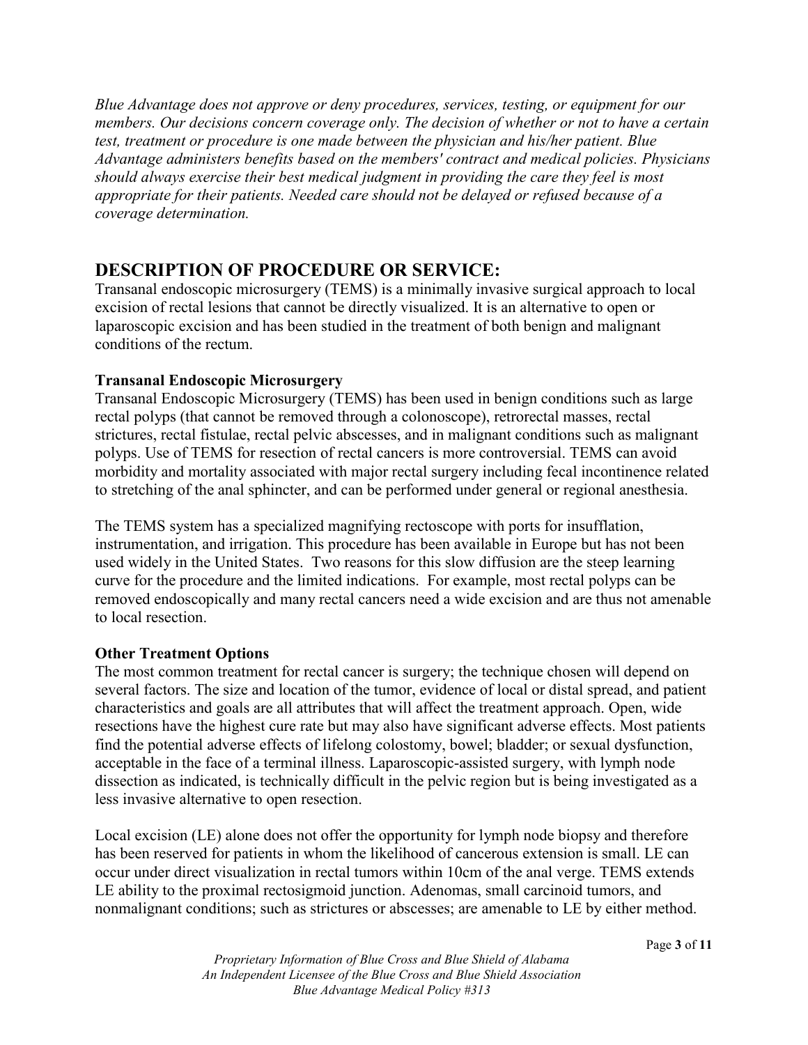*Blue Advantage does not approve or deny procedures, services, testing, or equipment for our members. Our decisions concern coverage only. The decision of whether or not to have a certain test, treatment or procedure is one made between the physician and his/her patient. Blue Advantage administers benefits based on the members' contract and medical policies. Physicians should always exercise their best medical judgment in providing the care they feel is most appropriate for their patients. Needed care should not be delayed or refused because of a coverage determination.*

## DESCRIPTION OF PROCEDURE OR SERVICE:

Transanal endoscopic microsurgery (TEMS) is a minimally invasive surgical approach to local excision of rectal lesions that cannot be directly visualized. It is an alternative to open or laparoscopic excision and has been studied in the treatment of both benign and malignant conditions of the rectum.

### Transanal Endoscopic Microsurgery

Transanal Endoscopic Microsurgery (TEMS) has been used in benign conditions such as large rectal polyps (that cannot be removed through a colonoscope), retrorectal masses, rectal strictures, rectal fistulae, rectal pelvic abscesses, and in malignant conditions such as malignant polyps. Use of TEMS for resection of rectal cancers is more controversial. TEMS can avoid morbidity and mortality associated with major rectal surgery including fecal incontinence related to stretching of the anal sphincter, and can be performed under general or regional anesthesia.

The TEMS system has a specialized magnifying rectoscope with ports for insufflation, instrumentation, and irrigation. This procedure has been available in Europe but has not been used widely in the United States. Two reasons for this slow diffusion are the steep learning curve for the procedure and the limited indications. For example, most rectal polyps can be removed endoscopically and many rectal cancers need a wide excision and are thus not amenable to local resection.

### Other Treatment Options

The most common treatment for rectal cancer is surgery; the technique chosen will depend on several factors. The size and location of the tumor, evidence of local or distal spread, and patient characteristics and goals are all attributes that will affect the treatment approach. Open, wide resections have the highest cure rate but may also have significant adverse effects. Most patients find the potential adverse effects of lifelong colostomy, bowel; bladder; or sexual dysfunction, acceptable in the face of a terminal illness. Laparoscopic-assisted surgery, with lymph node dissection as indicated, is technically difficult in the pelvic region but is being investigated as a less invasive alternative to open resection.

Local excision (LE) alone does not offer the opportunity for lymph node biopsy and therefore has been reserved for patients in whom the likelihood of cancerous extension is small. LE can occur under direct visualization in rectal tumors within 10cm of the anal verge. TEMS extends LE ability to the proximal rectosigmoid junction. Adenomas, small carcinoid tumors, and nonmalignant conditions; such as strictures or abscesses; are amenable to LE by either method.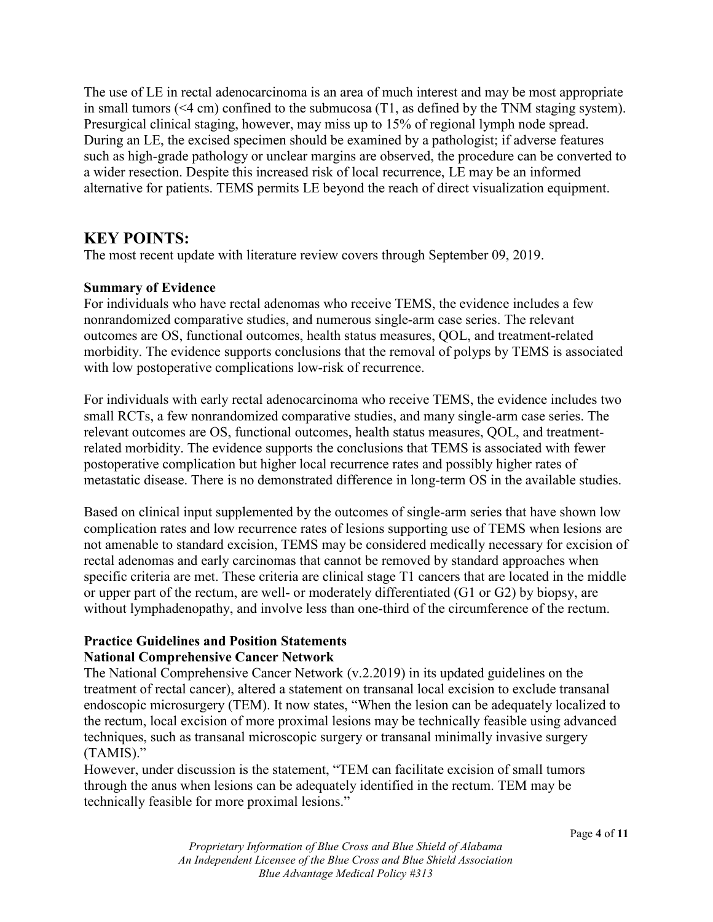The use of LE in rectal adenocarcinoma is an area of much interest and may be most appropriate in small tumors (<4 cm) confined to the submucosa (T1, as defined by the TNM staging system). Presurgical clinical staging, however, may miss up to 15% of regional lymph node spread. During an LE, the excised specimen should be examined by a pathologist; if adverse features such as high-grade pathology or unclear margins are observed, the procedure can be converted to a wider resection. Despite this increased risk of local recurrence, LE may be an informed alternative for patients. TEMS permits LE beyond the reach of direct visualization equipment.

## KEY POINTS:

The most recent update with literature review covers through September 09, 2019.

**Summary of Evidence**

For individuals who have rectal adenomas who receive TEMS, the evidence includes a few nonrandomized comparative studies, and numerous single-arm case series. The relevant outcomes are OS, functional outcomes, health status measures, QOL, and treatment-related morbidity. The evidence supports conclusions that the removal of polyps by TEMS is associated with low postoperative complications low-risk of recurrence.

For individuals with early rectal adenocarcinoma who receive TEMS, the evidence includes two small RCTs, a few nonrandomized comparative studies, and many single-arm case series. The relevant outcomes are OS, functional outcomes, health status measures, QOL, and treatment-related morbidity. The evidence supports the conclusions that TEMS is associated with fewer postoperative complication but higher local recurrence rates and possibly higher rates of metastatic disease. There is no demonstrated difference in long-term OS in the available studies.

Based on clinical input supplemented by the outcomes of single-arm series that have shown low complication rates and low recurrence rates of lesions supporting use of TEMS when lesions are not amenable to standard excision, TEMS may be considered medically necessary for excision of rectal adenomas and early carcinomas that cannot be removed by standard approaches when specific criteria are met. These criteria are clinical stage T1 cancers that are located in the middle or upper part of the rectum, are well- or moderately differentiated (G1 or G2) by biopsy, are without lymphadenopathy, and involve less than one-third of the circumference of the rectum.

**Practice Guidelines and Position Statements**

**National Comprehensive Cancer Network**

The National Comprehensive Cancer Network (v.2.2019) in its updated guidelines on the treatment of rectal cancer), altered a statement on transanal local excision to exclude transanal endoscopic microsurgery (TEM). It now states, "When the lesion can be adequately localized to the rectum, local excision of more proximal lesions may be technically feasible using advanced techniques, such as transanal microscopic surgery or transanal minimally invasive surgery (TAMIS)."

However, under discussion is the statement, "TEM can facilitate excision of small tumors through the anus when lesions can be adequately identified in the rectum. TEM may be technically feasible for more proximal lesions."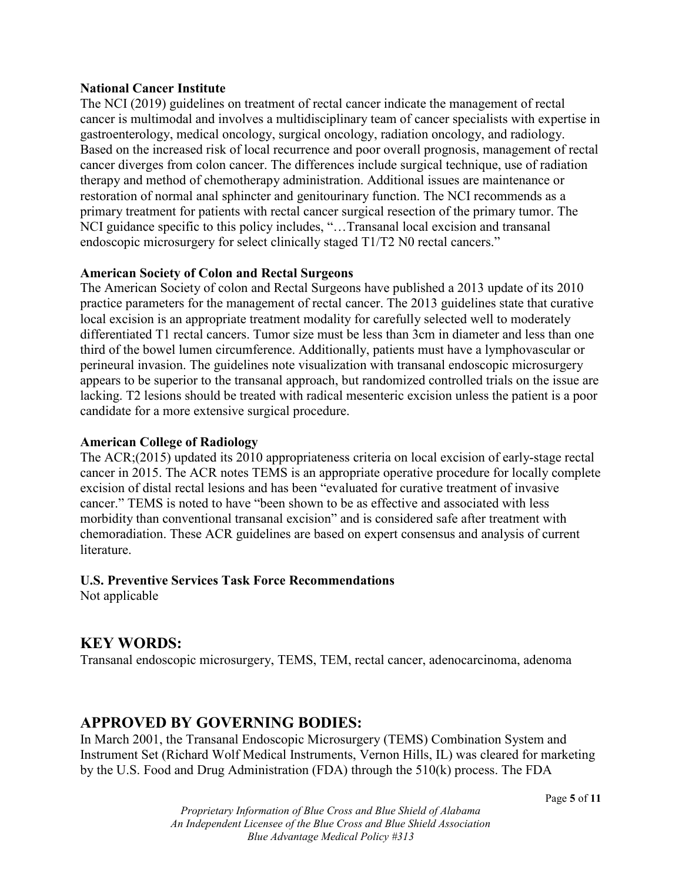**National Cancer Institute**

The NCI (2019) guidelines on treatment of rectal cancer indicate the management of rectal cancer is multimodal and involves a multidisciplinary team of cancer specialists with expertise in gastroenterology, medical oncology, surgical oncology, radiation oncology, and radiology. Based on the increased risk of local recurrence and poor overall prognosis, management of rectal cancer diverges from colon cancer. The differences include surgical technique, use of radiation therapy and method of chemotherapy administration. Additional issues are maintenance or restoration of normal anal sphincter and genitourinary function. The NCI recommends as a primary treatment for patients with rectal cancer surgical resection of the primary tumor. The NCI guidance specific to this policy includes, "…Transanal local excision and transanal endoscopic microsurgery for select clinically staged T1/T2 N0 rectal cancers."

**American Society of Colon and Rectal Surgeons**

The American Society of colon and Rectal Surgeons have published a 2013 update of its 2010 practice parameters for the management of rectal cancer. The 2013 guidelines state that curative local excision is an appropriate treatment modality for carefully selected well to moderately differentiated T1 rectal cancers. Tumor size must be less than 3cm in diameter and less than one third of the bowel lumen circumference. Additionally, patients must have a lymphovascular or perineural invasion. The guidelines note visualization with transanal endoscopic microsurgery appears to be superior to the transanal approach, but randomized controlled trials on the issue are lacking. T2 lesions should be treated with radical mesenteric excision unless the patient is a poor candidate for a more extensive surgical procedure.

**American College of Radiology**

The ACR;(2015) updated its 2010 appropriateness criteria on local excision of early-stage rectal cancer in 2015. The ACR notes TEMS is an appropriate operative procedure for locally complete excision of distal rectal lesions and has been "evaluated for curative treatment of invasive cancer." TEMS is noted to have "been shown to be as effective and associated with less morbidity than conventional transanal excision" and is considered safe after treatment with chemoradiation. These ACR guidelines are based on expert consensus and analysis of current literature.

**U.S. Preventive Services Task Force Recommendations**

Not applicable

## KEY WORDS:

Transanal endoscopic microsurgery, TEMS, TEM, rectal cancer, adenocarcinoma, adenoma

## APPROVED BY GOVERNING BODIES:

In March 2001, the Transanal Endoscopic Microsurgery (TEMS) Combination System and Instrument Set (Richard Wolf Medical Instruments, Vernon Hills, IL) was cleared for marketing by the U.S. Food and Drug Administration (FDA) through the 510(k) process. The FDA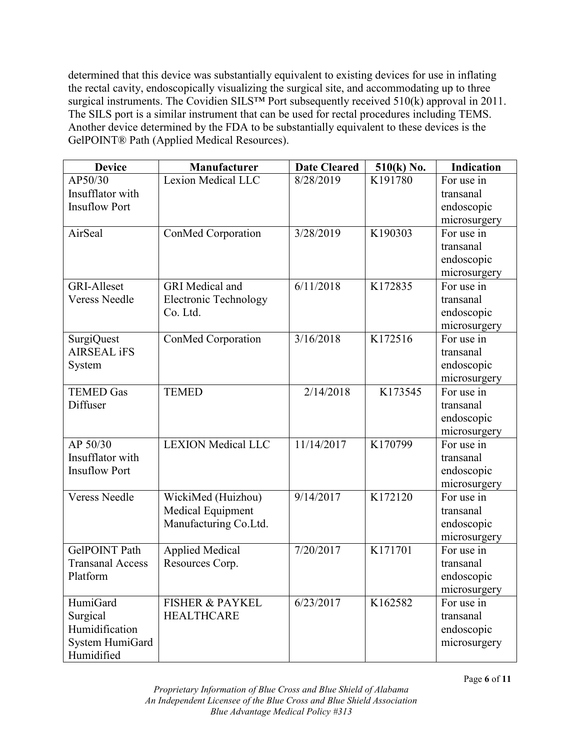determined that this device was substantially equivalent to existing devices for use in inflating the rectal cavity, endoscopically visualizing the surgical site, and accommodating up to three surgical instruments. The Covidien SILS™ Port subsequently received 510(k) approval in 2011. The SILS port is a similar instrument that can be used for rectal procedures including TEMS. Another device determined by the FDA to be substantially equivalent to these devices is the GelPOINT® Path (Applied Medical Resources).

| Device | Manufacturer | Date Cleared | 510(k) No. | Indication |
|---|---|---|---|---|
| AP50/30 Insufflator with Insuflow Port | Lexion Medical LLC | 8/28/2019 | K191780 | For use in transanal endoscopic microsurgery |
| AirSeal | ConMed Corporation | 3/28/2019 | K190303 | For use in transanal endoscopic microsurgery |
| GRI-Alleset Veress Needle | GRI Medical and Electronic Technology Co. Ltd. | 6/11/2018 | K172835 | For use in transanal endoscopic microsurgery |
| SurgiQuest AIRSEAL iFS System | ConMed Corporation | 3/16/2018 | K172516 | For use in transanal endoscopic microsurgery |
| TEMED Gas Diffuser | TEMED | 2/14/2018 | K173545 | For use in transanal endoscopic microsurgery |
| AP 50/30 Insufflator with Insuflow Port | LEXION Medical LLC | 11/14/2017 | K170799 | For use in transanal endoscopic microsurgery |
| Veress Needle | WickiMed (Huizhou) Medical Equipment Manufacturing Co.Ltd. | 9/14/2017 | K172120 | For use in transanal endoscopic microsurgery |
| GelPOINT Path Transanal Access Platform | Applied Medical Resources Corp. | 7/20/2017 | K171701 | For use in transanal endoscopic microsurgery |
| HumiGard Surgical Humidification System HumiGard Humidified | FISHER & PAYKEL HEALTHCARE | 6/23/2017 | K162582 | For use in transanal endoscopic microsurgery |

*Proprietary Information of Blue Cross and Blue Shield of Alabama*
*An Independent Licensee of the Blue Cross and Blue Shield Association*
*Blue Advantage Medical Policy #313*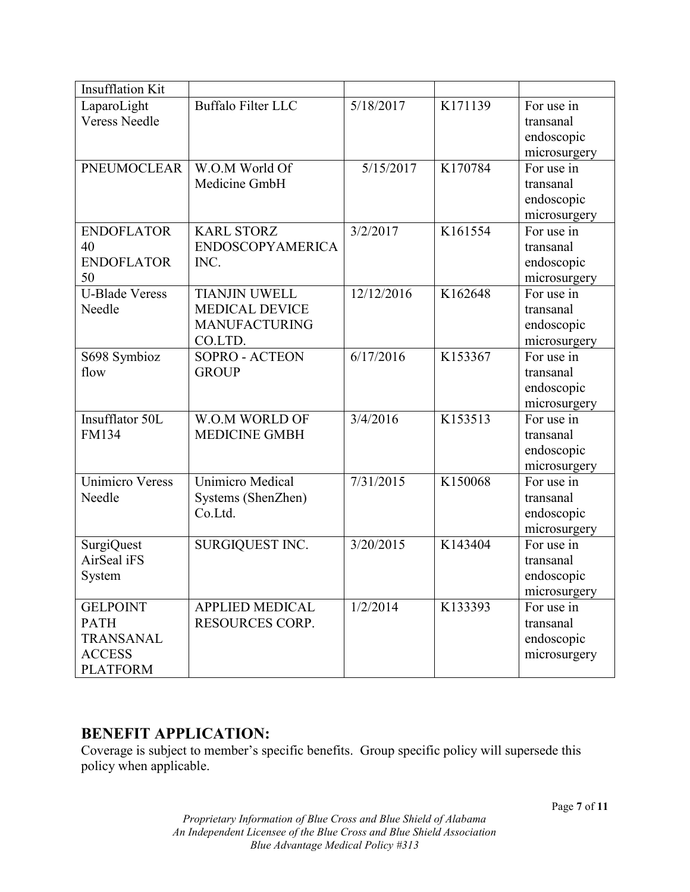| Insufflation Kit | | | | |
|---|---|---|---|---|
| LaparoLight Veress Needle | Buffalo Filter LLC | 5/18/2017 | K171139 | For use in transanal endoscopic microsurgery |
| PNEUMOCLEAR | W.O.M World Of Medicine GmbH | 5/15/2017 | K170784 | For use in transanal endoscopic microsurgery |
| ENDOFLATOR 40 ENDOFLATOR 50 | KARL STORZ ENDOSCOPYAMERICA INC. | 3/2/2017 | K161554 | For use in transanal endoscopic microsurgery |
| U-Blade Veress Needle | TIANJIN UWELL MEDICAL DEVICE MANUFACTURING CO.LTD. | 12/12/2016 | K162648 | For use in transanal endoscopic microsurgery |
| S698 Symbioz flow | SOPRO - ACTEON GROUP | 6/17/2016 | K153367 | For use in transanal endoscopic microsurgery |
| Insufflator 50L FM134 | W.O.M WORLD OF MEDICINE GMBH | 3/4/2016 | K153513 | For use in transanal endoscopic microsurgery |
| Unimicro Veress Needle | Unimicro Medical Systems (ShenZhen) Co.Ltd. | 7/31/2015 | K150068 | For use in transanal endoscopic microsurgery |
| SurgiQuest AirSeal iFS System | SURGIQUEST INC. | 3/20/2015 | K143404 | For use in transanal endoscopic microsurgery |
| GELPOINT PATH TRANSANAL ACCESS PLATFORM | APPLIED MEDICAL RESOURCES CORP. | 1/2/2014 | K133393 | For use in transanal endoscopic microsurgery |

## BENEFIT APPLICATION:

Coverage is subject to member's specific benefits. Group specific policy will supersede this policy when applicable.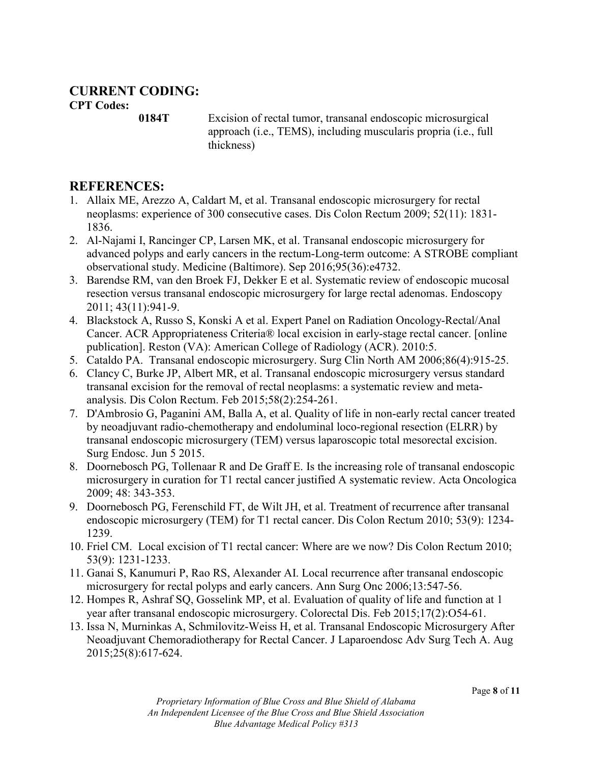## CURRENT CODING:

**CPT Codes:**

| | |
|---|---|
| **0184T** | Excision of rectal tumor, transanal endoscopic microsurgical approach (i.e., TEMS), including muscularis propria (i.e., full thickness) |

## REFERENCES:

1. Allaix ME, Arezzo A, Caldart M, et al. Transanal endoscopic microsurgery for rectal neoplasms: experience of 300 consecutive cases. Dis Colon Rectum 2009; 52(11): 1831-1836.
2. Al-Najami I, Rancinger CP, Larsen MK, et al. Transanal endoscopic microsurgery for advanced polyps and early cancers in the rectum-Long-term outcome: A STROBE compliant observational study. Medicine (Baltimore). Sep 2016;95(36):e4732.
3. Barendse RM, van den Broek FJ, Dekker E et al. Systematic review of endoscopic mucosal resection versus transanal endoscopic microsurgery for large rectal adenomas. Endoscopy 2011; 43(11):941-9.
4. Blackstock A, Russo S, Konski A et al. Expert Panel on Radiation Oncology-Rectal/Anal Cancer. ACR Appropriateness Criteria® local excision in early-stage rectal cancer. [online publication]. Reston (VA): American College of Radiology (ACR). 2010:5.
5. Cataldo PA. Transanal endoscopic microsurgery. Surg Clin North AM 2006;86(4):915-25.
6. Clancy C, Burke JP, Albert MR, et al. Transanal endoscopic microsurgery versus standard transanal excision for the removal of rectal neoplasms: a systematic review and meta-analysis. Dis Colon Rectum. Feb 2015;58(2):254-261.
7. D'Ambrosio G, Paganini AM, Balla A, et al. Quality of life in non-early rectal cancer treated by neoadjuvant radio-chemotherapy and endoluminal loco-regional resection (ELRR) by transanal endoscopic microsurgery (TEM) versus laparoscopic total mesorectal excision. Surg Endosc. Jun 5 2015.
8. Doornebosch PG, Tollenaar R and De Graff E. Is the increasing role of transanal endoscopic microsurgery in curation for T1 rectal cancer justified A systematic review. Acta Oncologica 2009; 48: 343-353.
9. Doornebosch PG, Ferenschild FT, de Wilt JH, et al. Treatment of recurrence after transanal endoscopic microsurgery (TEM) for T1 rectal cancer. Dis Colon Rectum 2010; 53(9): 1234-1239.
10. Friel CM. Local excision of T1 rectal cancer: Where are we now? Dis Colon Rectum 2010; 53(9): 1231-1233.
11. Ganai S, Kanumuri P, Rao RS, Alexander AI. Local recurrence after transanal endoscopic microsurgery for rectal polyps and early cancers. Ann Surg Onc 2006;13:547-56.
12. Hompes R, Ashraf SQ, Gosselink MP, et al. Evaluation of quality of life and function at 1 year after transanal endoscopic microsurgery. Colorectal Dis. Feb 2015;17(2):O54-61.
13. Issa N, Murninkas A, Schmilovitz-Weiss H, et al. Transanal Endoscopic Microsurgery After Neoadjuvant Chemoradiotherapy for Rectal Cancer. J Laparoendosc Adv Surg Tech A. Aug 2015;25(8):617-624.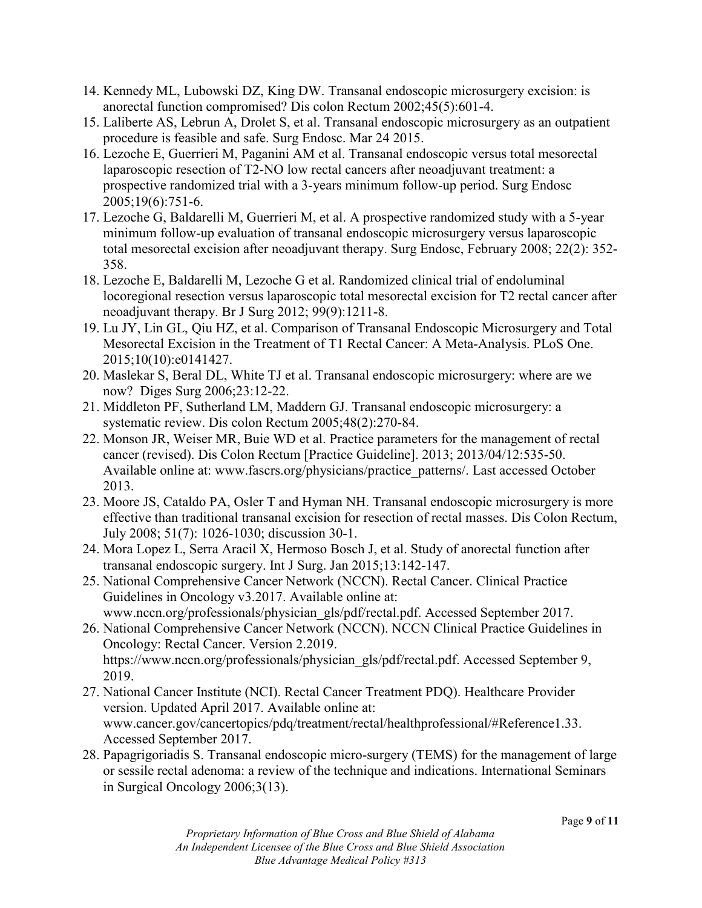14. Kennedy ML, Lubowski DZ, King DW. Transanal endoscopic microsurgery excision: is anorectal function compromised? Dis colon Rectum 2002;45(5):601-4.
15. Laliberte AS, Lebrun A, Drolet S, et al. Transanal endoscopic microsurgery as an outpatient procedure is feasible and safe. Surg Endosc. Mar 24 2015.
16. Lezoche E, Guerrieri M, Paganini AM et al. Transanal endoscopic versus total mesorectal laparoscopic resection of T2-NO low rectal cancers after neoadjuvant treatment: a prospective randomized trial with a 3-years minimum follow-up period. Surg Endosc 2005;19(6):751-6.
17. Lezoche G, Baldarelli M, Guerrieri M, et al. A prospective randomized study with a 5-year minimum follow-up evaluation of transanal endoscopic microsurgery versus laparoscopic total mesorectal excision after neoadjuvant therapy. Surg Endosc, February 2008; 22(2): 352-358.
18. Lezoche E, Baldarelli M, Lezoche G et al. Randomized clinical trial of endoluminal locoregional resection versus laparoscopic total mesorectal excision for T2 rectal cancer after neoadjuvant therapy. Br J Surg 2012; 99(9):1211-8.
19. Lu JY, Lin GL, Qiu HZ, et al. Comparison of Transanal Endoscopic Microsurgery and Total Mesorectal Excision in the Treatment of T1 Rectal Cancer: A Meta-Analysis. PLoS One. 2015;10(10):e0141427.
20. Maslekar S, Beral DL, White TJ et al. Transanal endoscopic microsurgery: where are we now? Diges Surg 2006;23:12-22.
21. Middleton PF, Sutherland LM, Maddern GJ. Transanal endoscopic microsurgery: a systematic review. Dis colon Rectum 2005;48(2):270-84.
22. Monson JR, Weiser MR, Buie WD et al. Practice parameters for the management of rectal cancer (revised). Dis Colon Rectum [Practice Guideline]. 2013; 2013/04/12:535-50. Available online at: www.fascrs.org/physicians/practice_patterns/. Last accessed October 2013.
23. Moore JS, Cataldo PA, Osler T and Hyman NH. Transanal endoscopic microsurgery is more effective than traditional transanal excision for resection of rectal masses. Dis Colon Rectum, July 2008; 51(7): 1026-1030; discussion 30-1.
24. Mora Lopez L, Serra Aracil X, Hermoso Bosch J, et al. Study of anorectal function after transanal endoscopic surgery. Int J Surg. Jan 2015;13:142-147.
25. National Comprehensive Cancer Network (NCCN). Rectal Cancer. Clinical Practice Guidelines in Oncology v3.2017. Available online at: www.nccn.org/professionals/physician_gls/pdf/rectal.pdf. Accessed September 2017.
26. National Comprehensive Cancer Network (NCCN). NCCN Clinical Practice Guidelines in Oncology: Rectal Cancer. Version 2.2019. https://www.nccn.org/professionals/physician_gls/pdf/rectal.pdf. Accessed September 9, 2019.
27. National Cancer Institute (NCI). Rectal Cancer Treatment PDQ). Healthcare Provider version. Updated April 2017. Available online at: www.cancer.gov/cancertopics/pdq/treatment/rectal/healthprofessional/#Reference1.33. Accessed September 2017.
28. Papagrigoriadis S. Transanal endoscopic micro-surgery (TEMS) for the management of large or sessile rectal adenoma: a review of the technique and indications. International Seminars in Surgical Oncology 2006;3(13).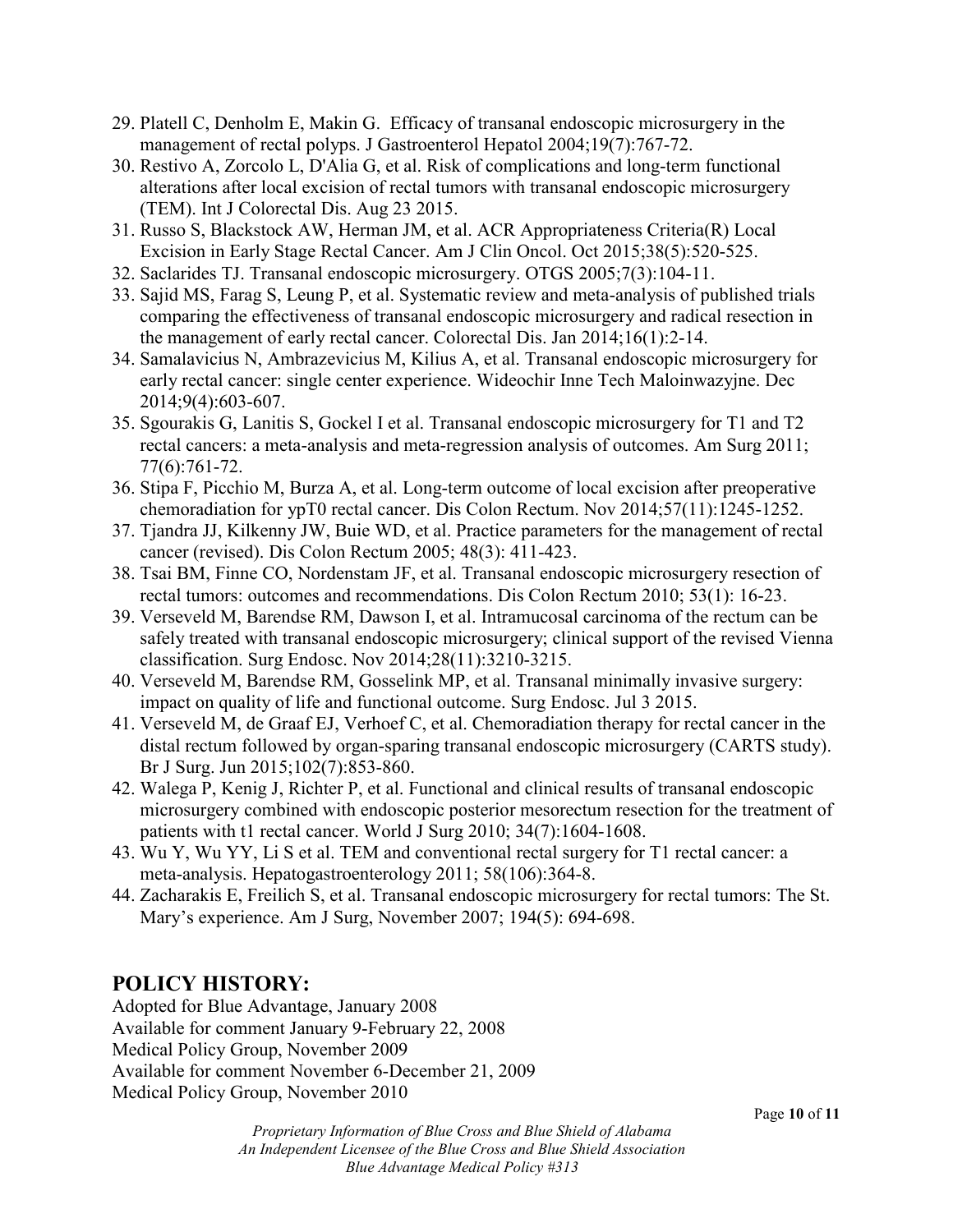29. Platell C, Denholm E, Makin G. Efficacy of transanal endoscopic microsurgery in the management of rectal polyps. J Gastroenterol Hepatol 2004;19(7):767-72.
30. Restivo A, Zorcolo L, D'Alia G, et al. Risk of complications and long-term functional alterations after local excision of rectal tumors with transanal endoscopic microsurgery (TEM). Int J Colorectal Dis. Aug 23 2015.
31. Russo S, Blackstock AW, Herman JM, et al. ACR Appropriateness Criteria(R) Local Excision in Early Stage Rectal Cancer. Am J Clin Oncol. Oct 2015;38(5):520-525.
32. Saclarides TJ. Transanal endoscopic microsurgery. OTGS 2005;7(3):104-11.
33. Sajid MS, Farag S, Leung P, et al. Systematic review and meta-analysis of published trials comparing the effectiveness of transanal endoscopic microsurgery and radical resection in the management of early rectal cancer. Colorectal Dis. Jan 2014;16(1):2-14.
34. Samalavicius N, Ambrazevicius M, Kilius A, et al. Transanal endoscopic microsurgery for early rectal cancer: single center experience. Wideochir Inne Tech Maloinwazyjne. Dec 2014;9(4):603-607.
35. Sgourakis G, Lanitis S, Gockel I et al. Transanal endoscopic microsurgery for T1 and T2 rectal cancers: a meta-analysis and meta-regression analysis of outcomes. Am Surg 2011; 77(6):761-72.
36. Stipa F, Picchio M, Burza A, et al. Long-term outcome of local excision after preoperative chemoradiation for ypT0 rectal cancer. Dis Colon Rectum. Nov 2014;57(11):1245-1252.
37. Tjandra JJ, Kilkenny JW, Buie WD, et al. Practice parameters for the management of rectal cancer (revised). Dis Colon Rectum 2005; 48(3): 411-423.
38. Tsai BM, Finne CO, Nordenstam JF, et al. Transanal endoscopic microsurgery resection of rectal tumors: outcomes and recommendations. Dis Colon Rectum 2010; 53(1): 16-23.
39. Verseveld M, Barendse RM, Dawson I, et al. Intramucosal carcinoma of the rectum can be safely treated with transanal endoscopic microsurgery; clinical support of the revised Vienna classification. Surg Endosc. Nov 2014;28(11):3210-3215.
40. Verseveld M, Barendse RM, Gosselink MP, et al. Transanal minimally invasive surgery: impact on quality of life and functional outcome. Surg Endosc. Jul 3 2015.
41. Verseveld M, de Graaf EJ, Verhoef C, et al. Chemoradiation therapy for rectal cancer in the distal rectum followed by organ-sparing transanal endoscopic microsurgery (CARTS study). Br J Surg. Jun 2015;102(7):853-860.
42. Walega P, Kenig J, Richter P, et al. Functional and clinical results of transanal endoscopic microsurgery combined with endoscopic posterior mesorectum resection for the treatment of patients with t1 rectal cancer. World J Surg 2010; 34(7):1604-1608.
43. Wu Y, Wu YY, Li S et al. TEM and conventional rectal surgery for T1 rectal cancer: a meta-analysis. Hepatogastroenterology 2011; 58(106):364-8.
44. Zacharakis E, Freilich S, et al. Transanal endoscopic microsurgery for rectal tumors: The St. Mary's experience. Am J Surg, November 2007; 194(5): 694-698.

## POLICY HISTORY:

Adopted for Blue Advantage, January 2008
Available for comment January 9-February 22, 2008
Medical Policy Group, November 2009
Available for comment November 6-December 21, 2009
Medical Policy Group, November 2010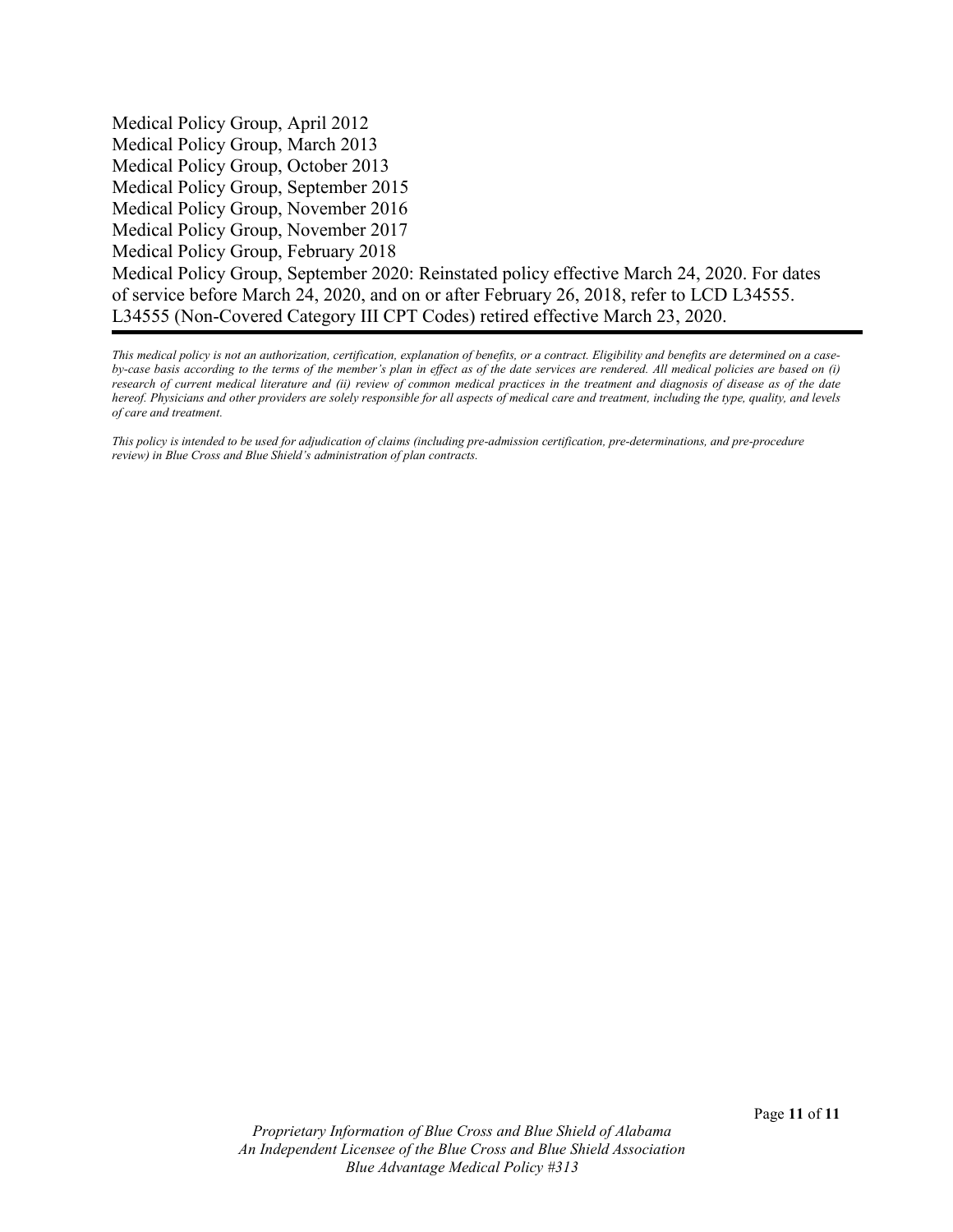Medical Policy Group, April 2012
Medical Policy Group, March 2013
Medical Policy Group, October 2013
Medical Policy Group, September 2015
Medical Policy Group, November 2016
Medical Policy Group, November 2017
Medical Policy Group, February 2018
Medical Policy Group, September 2020: Reinstated policy effective March 24, 2020. For dates of service before March 24, 2020, and on or after February 26, 2018, refer to LCD L34555. L34555 (Non-Covered Category III CPT Codes) retired effective March 23, 2020.

---

*This medical policy is not an authorization, certification, explanation of benefits, or a contract. Eligibility and benefits are determined on a case-by-case basis according to the terms of the member's plan in effect as of the date services are rendered. All medical policies are based on (i) research of current medical literature and (ii) review of common medical practices in the treatment and diagnosis of disease as of the date hereof. Physicians and other providers are solely responsible for all aspects of medical care and treatment, including the type, quality, and levels of care and treatment.*

*This policy is intended to be used for adjudication of claims (including pre-admission certification, pre-determinations, and pre-procedure review) in Blue Cross and Blue Shield's administration of plan contracts.*